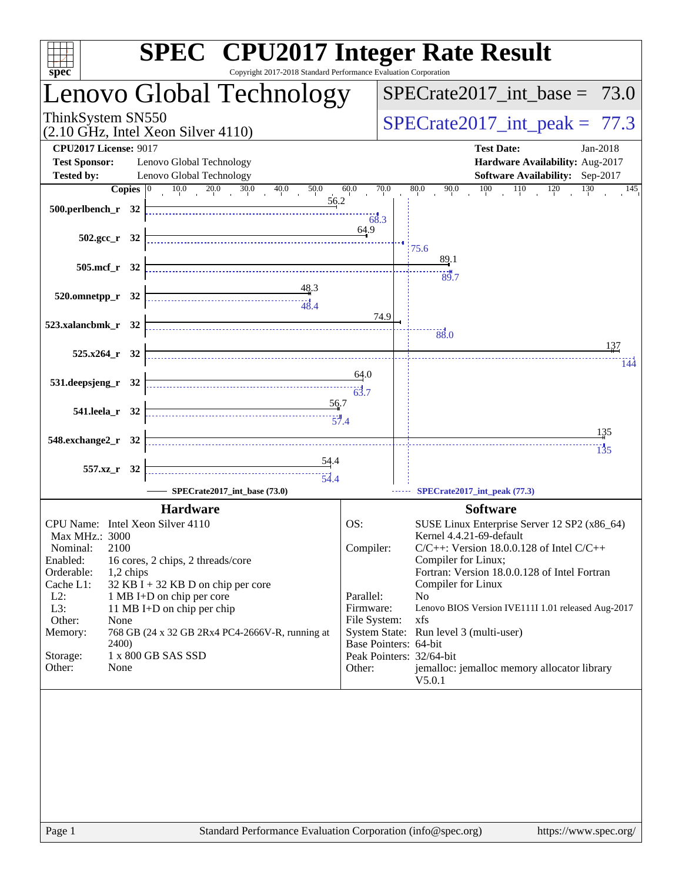# SPEC CPU2017 Integer Rate Result

Copyright 2017-2018 Standard Performance Evaluation Corporation

## Lenovo Global Technology

ThinkSystem SN550
(2.10 GHz, Intel Xeon Silver 4110)

SPECrate2017_int_base = 73.0

SPECrate2017_int_peak = 77.3

| | | | |
|---|---|---|---|
| **CPU2017 License:** | 9017 | **Test Date:** | Jan-2018 |
| **Test Sponsor:** | Lenovo Global Technology | **Hardware Availability:** | Aug-2017 |
| **Tested by:** | Lenovo Global Technology | **Software Availability:** | Sep-2017 |

| Benchmark | Copies | Base | Peak |
|---|---|---|---|
| 500.perlbench_r | 32 | 56.2 | 68.3 |
| 502.gcc_r | 32 | 64.9 | 75.6 |
| 505.mcf_r | 32 | 89.1 | 89.7 |
| 520.omnetpp_r | 32 | 48.3 | 48.4 |
| 523.xalancbmk_r | 32 | 74.9 | 88.0 |
| 525.x264_r | 32 | 137 | 144 |
| 531.deepsjeng_r | 32 | 64.0 | 63.7 |
| 541.leela_r | 32 | 56.7 | 57.4 |
| 548.exchange2_r | 32 | 135 | 135 |
| 557.xz_r | 32 | 54.4 | 54.4 |

SPECrate2017_int_base (73.0) — SPECrate2017_int_peak (77.3)

### Hardware

| | |
|---|---|
| CPU Name: | Intel Xeon Silver 4110 |
| Max MHz.: | 3000 |
| Nominal: | 2100 |
| Enabled: | 16 cores, 2 chips, 2 threads/core |
| Orderable: | 1,2 chips |
| Cache L1: | 32 KB I + 32 KB D on chip per core |
| L2: | 1 MB I+D on chip per core |
| L3: | 11 MB I+D on chip per chip |
| Other: | None |
| Memory: | 768 GB (24 x 32 GB 2Rx4 PC4-2666V-R, running at 2400) |
| Storage: | 1 x 800 GB SAS SSD |
| Other: | None |

### Software

| | |
|---|---|
| OS: | SUSE Linux Enterprise Server 12 SP2 (x86_64) Kernel 4.4.21-69-default |
| Compiler: | C/C++: Version 18.0.0.128 of Intel C/C++ Compiler for Linux; Fortran: Version 18.0.0.128 of Intel Fortran Compiler for Linux |
| Parallel: | No |
| Firmware: | Lenovo BIOS Version IVE111I 1.01 released Aug-2017 |
| File System: | xfs |
| System State: | Run level 3 (multi-user) |
| Base Pointers: | 64-bit |
| Peak Pointers: | 32/64-bit |
| Other: | jemalloc: jemalloc memory allocator library V5.0.1 |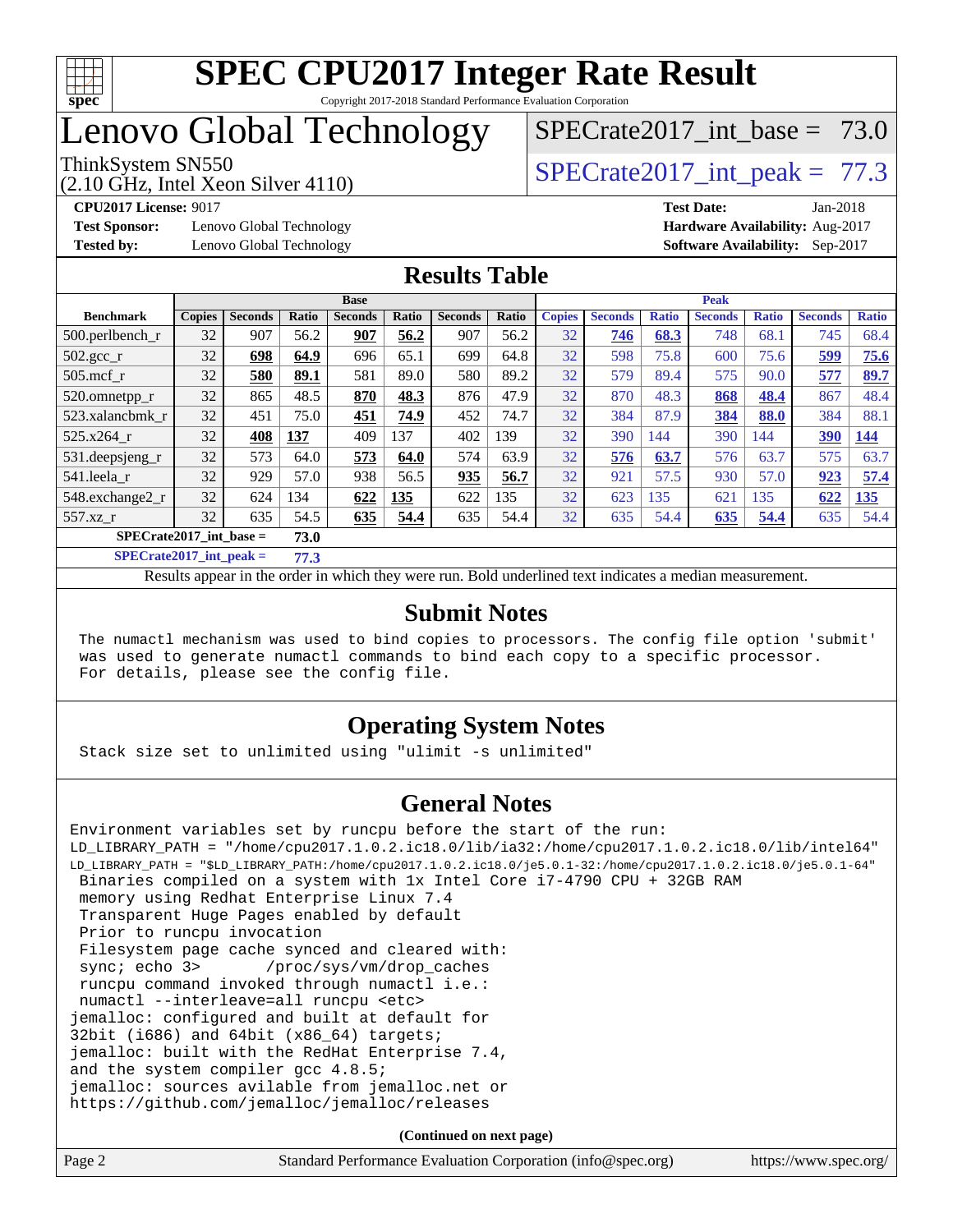# SPEC CPU2017 Integer Rate Result

Copyright 2017-2018 Standard Performance Evaluation Corporation

# Lenovo Global Technology

ThinkSystem SN550
(2.10 GHz, Intel Xeon Silver 4110)

SPECrate2017_int_base = 73.0

SPECrate2017_int_peak = 77.3

**CPU2017 License:** 9017
**Test Sponsor:** Lenovo Global Technology
**Tested by:** Lenovo Global Technology

**Test Date:** Jan-2018
**Hardware Availability:** Aug-2017
**Software Availability:** Sep-2017

## Results Table

| Benchmark | Base | | | | | | | Peak | | | | | | |
|---|---|---|---|---|---|---|---|---|---|---|---|---|---|---|
| | Copies | Seconds | Ratio | Seconds | Ratio | Seconds | Ratio | Copies | Seconds | Ratio | Seconds | Ratio | Seconds | Ratio |
| 500.perlbench_r | 32 | 907 | 56.2 | **907** | **56.2** | 907 | 56.2 | 32 | **746** | **68.3** | 748 | 68.1 | 745 | 68.4 |
| 502.gcc_r | 32 | **698** | **64.9** | 696 | 65.1 | 699 | 64.8 | 32 | 598 | 75.8 | 600 | 75.6 | **599** | **75.6** |
| 505.mcf_r | 32 | **580** | **89.1** | 581 | 89.0 | 580 | 89.2 | 32 | 579 | 89.4 | 575 | 90.0 | **577** | **89.7** |
| 520.omnetpp_r | 32 | 865 | 48.5 | **870** | **48.3** | 876 | 47.9 | 32 | 870 | 48.3 | **868** | **48.4** | 867 | 48.4 |
| 523.xalancbmk_r | 32 | 451 | 75.0 | **451** | **74.9** | 452 | 74.7 | 32 | 384 | 87.9 | **384** | **88.0** | 384 | 88.1 |
| 525.x264_r | 32 | **408** | **137** | 409 | 137 | 402 | 139 | 32 | 390 | 144 | 390 | 144 | **390** | **144** |
| 531.deepsjeng_r | 32 | 573 | 64.0 | **573** | **64.0** | 574 | 63.9 | 32 | **576** | **63.7** | 576 | 63.7 | 575 | 63.7 |
| 541.leela_r | 32 | 929 | 57.0 | 938 | 56.5 | **935** | **56.7** | 32 | 921 | 57.5 | 930 | 57.0 | **923** | **57.4** |
| 548.exchange2_r | 32 | 624 | 134 | **622** | **135** | 622 | 135 | 32 | 623 | 135 | 621 | 135 | **622** | **135** |
| 557.xz_r | 32 | 635 | 54.5 | **635** | **54.4** | 635 | 54.4 | 32 | 635 | 54.4 | **635** | **54.4** | 635 | 54.4 |

**SPECrate2017_int_base = 73.0**

**SPECrate2017_int_peak = 77.3**

Results appear in the order in which they were run. Bold underlined text indicates a median measurement.

## Submit Notes

```
The numactl mechanism was used to bind copies to processors. The config file option 'submit'
was used to generate numactl commands to bind each copy to a specific processor.
For details, please see the config file.
```

## Operating System Notes

```
Stack size set to unlimited using "ulimit -s unlimited"
```

## General Notes

```
Environment variables set by runcpu before the start of the run:
LD_LIBRARY_PATH = "/home/cpu2017.1.0.2.ic18.0/lib/ia32:/home/cpu2017.1.0.2.ic18.0/lib/intel64"
LD_LIBRARY_PATH = "$LD_LIBRARY_PATH:/home/cpu2017.1.0.2.ic18.0/je5.0.1-32:/home/cpu2017.1.0.2.ic18.0/je5.0.1-64"
 Binaries compiled on a system with 1x Intel Core i7-4790 CPU + 32GB RAM
 memory using Redhat Enterprise Linux 7.4
 Transparent Huge Pages enabled by default
 Prior to runcpu invocation
 Filesystem page cache synced and cleared with:
 sync; echo 3>       /proc/sys/vm/drop_caches
 runcpu command invoked through numactl i.e.:
 numactl --interleave=all runcpu <etc>
jemalloc: configured and built at default for
32bit (i686) and 64bit (x86_64) targets;
jemalloc: built with the RedHat Enterprise 7.4,
and the system compiler gcc 4.8.5;
jemalloc: sources avilable from jemalloc.net or
https://github.com/jemalloc/jemalloc/releases
```

**(Continued on next page)**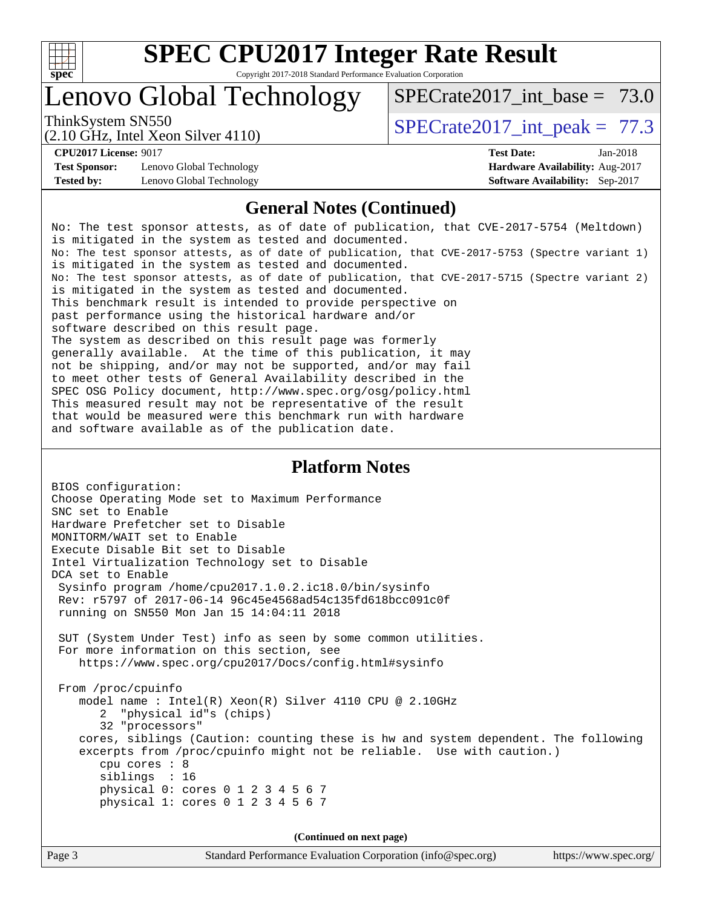# SPEC CPU2017 Integer Rate Result

Copyright 2017-2018 Standard Performance Evaluation Corporation

## Lenovo Global Technology

ThinkSystem SN550
(2.10 GHz, Intel Xeon Silver 4110)

SPECrate2017_int_base = 73.0

SPECrate2017_int_peak = 77.3

**CPU2017 License:** 9017
**Test Sponsor:** Lenovo Global Technology
**Tested by:** Lenovo Global Technology

**Test Date:** Jan-2018
**Hardware Availability:** Aug-2017
**Software Availability:** Sep-2017

### General Notes (Continued)

```
No: The test sponsor attests, as of date of publication, that CVE-2017-5754 (Meltdown)
is mitigated in the system as tested and documented.
No: The test sponsor attests, as of date of publication, that CVE-2017-5753 (Spectre variant 1)
is mitigated in the system as tested and documented.
No: The test sponsor attests, as of date of publication, that CVE-2017-5715 (Spectre variant 2)
is mitigated in the system as tested and documented.
This benchmark result is intended to provide perspective on
past performance using the historical hardware and/or
software described on this result page.
The system as described on this result page was formerly
generally available.  At the time of this publication, it may
not be shipping, and/or may not be supported, and/or may fail
to meet other tests of General Availability described in the
SPEC OSG Policy document, http://www.spec.org/osg/policy.html
This measured result may not be representative of the result
that would be measured were this benchmark run with hardware
and software available as of the publication date.
```

### Platform Notes

```
BIOS configuration:
Choose Operating Mode set to Maximum Performance
SNC set to Enable
Hardware Prefetcher set to Disable
MONITORM/WAIT set to Enable
Execute Disable Bit set to Disable
Intel Virtualization Technology set to Disable
DCA set to Enable
 Sysinfo program /home/cpu2017.1.0.2.ic18.0/bin/sysinfo
 Rev: r5797 of 2017-06-14 96c45e4568ad54c135fd618bcc091c0f
 running on SN550 Mon Jan 15 14:04:11 2018

 SUT (System Under Test) info as seen by some common utilities.
 For more information on this section, see
    https://www.spec.org/cpu2017/Docs/config.html#sysinfo

 From /proc/cpuinfo
    model name : Intel(R) Xeon(R) Silver 4110 CPU @ 2.10GHz
       2  "physical id"s (chips)
       32 "processors"
    cores, siblings (Caution: counting these is hw and system dependent. The following
    excerpts from /proc/cpuinfo might not be reliable.  Use with caution.)
       cpu cores : 8
       siblings  : 16
       physical 0: cores 0 1 2 3 4 5 6 7
       physical 1: cores 0 1 2 3 4 5 6 7
```

**(Continued on next page)**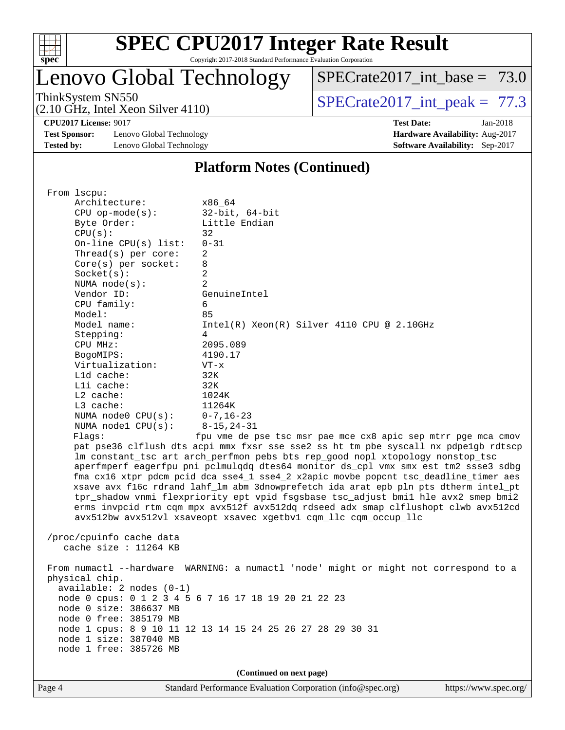## Platform Notes (Continued)

```
From lscpu:
     Architecture:          x86_64
     CPU op-mode(s):        32-bit, 64-bit
     Byte Order:            Little Endian
     CPU(s):                32
     On-line CPU(s) list:   0-31
     Thread(s) per core:    2
     Core(s) per socket:    8
     Socket(s):             2
     NUMA node(s):          2
     Vendor ID:             GenuineIntel
     CPU family:            6
     Model:                 85
     Model name:            Intel(R) Xeon(R) Silver 4110 CPU @ 2.10GHz
     Stepping:              4
     CPU MHz:               2095.089
     BogoMIPS:              4190.17
     Virtualization:        VT-x
     L1d cache:             32K
     L1i cache:             32K
     L2 cache:              1024K
     L3 cache:              11264K
     NUMA node0 CPU(s):     0-7,16-23
     NUMA node1 CPU(s):     8-15,24-31
     Flags:                fpu vme de pse tsc msr pae mce cx8 apic sep mtrr pge mca cmov
     pat pse36 clflush dts acpi mmx fxsr sse sse2 ss ht tm pbe syscall nx pdpe1gb rdtscp
     lm constant_tsc art arch_perfmon pebs bts rep_good nopl xtopology nonstop_tsc
     aperfmperf eagerfpu pni pclmulqdq dtes64 monitor ds_cpl vmx smx est tm2 ssse3 sdbg
     fma cx16 xtpr pdcm pcid dca sse4_1 sse4_2 x2apic movbe popcnt tsc_deadline_timer aes
     xsave avx f16c rdrand lahf_lm abm 3dnowprefetch ida arat epb pln pts dtherm intel_pt
     tpr_shadow vnmi flexpriority ept vpid fsgsbase tsc_adjust bmi1 hle avx2 smep bmi2
     erms invpcid rtm cqm mpx avx512f avx512dq rdseed adx smap clflushopt clwb avx512cd
     avx512bw avx512vl xsaveopt xsavec xgetbv1 cqm_llc cqm_occup_llc

 /proc/cpuinfo cache data
    cache size : 11264 KB

From numactl --hardware  WARNING: a numactl 'node' might or might not correspond to a
physical chip.
  available: 2 nodes (0-1)
  node 0 cpus: 0 1 2 3 4 5 6 7 16 17 18 19 20 21 22 23
  node 0 size: 386637 MB
  node 0 free: 385179 MB
  node 1 cpus: 8 9 10 11 12 13 14 15 24 25 26 27 28 29 30 31
  node 1 size: 387040 MB
  node 1 free: 385726 MB
```

**(Continued on next page)**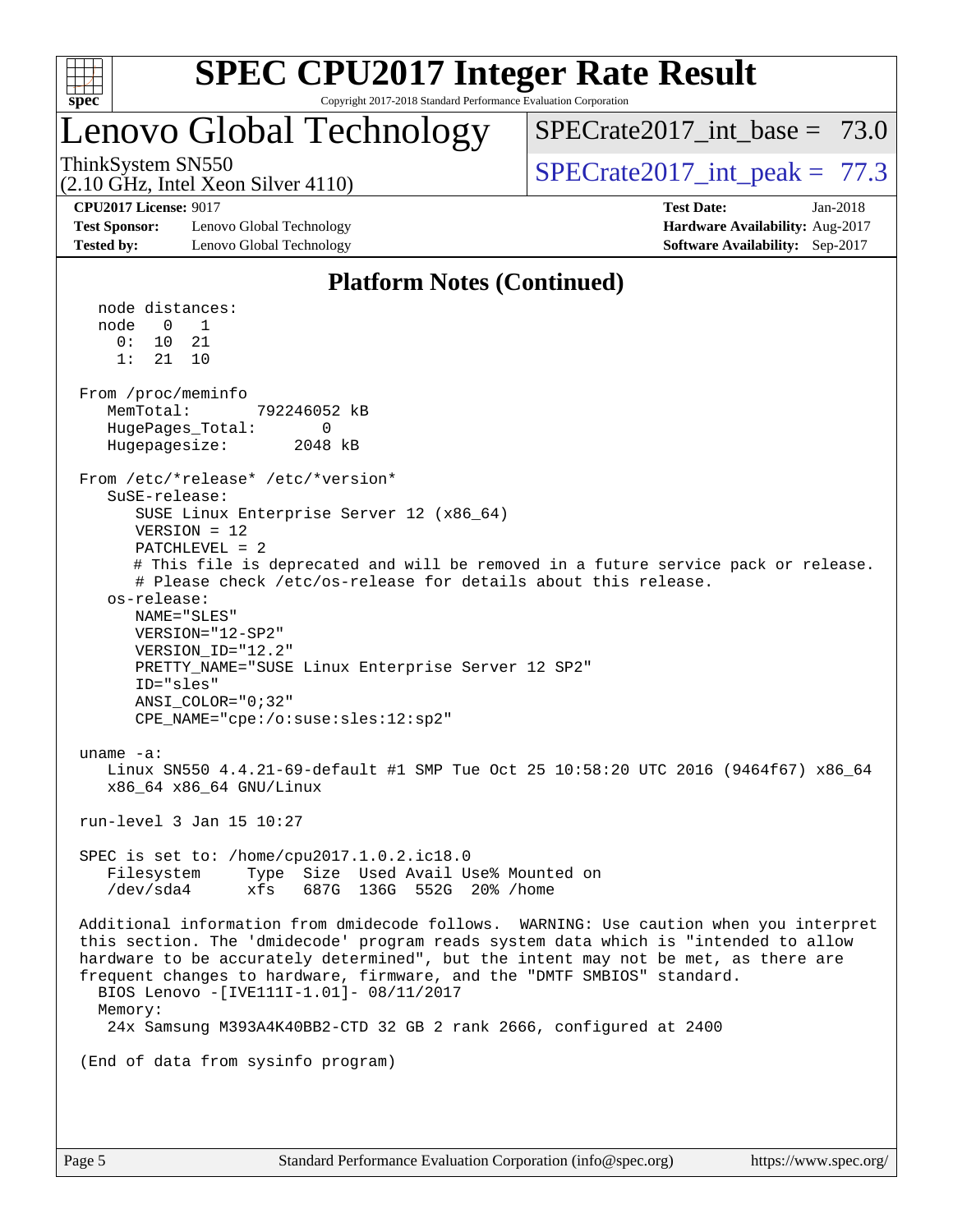# SPEC CPU2017 Integer Rate Result

Copyright 2017-2018 Standard Performance Evaluation Corporation

## Lenovo Global Technology

ThinkSystem SN550
(2.10 GHz, Intel Xeon Silver 4110)

SPECrate2017_int_base = 73.0

SPECrate2017_int_peak = 77.3

**CPU2017 License:** 9017
**Test Sponsor:** Lenovo Global Technology
**Tested by:** Lenovo Global Technology

**Test Date:** Jan-2018
**Hardware Availability:** Aug-2017
**Software Availability:** Sep-2017

## Platform Notes (Continued)

```
  node distances:
  node   0   1
    0:  10  21
    1:  21  10

From /proc/meminfo
   MemTotal:       792246052 kB
   HugePages_Total:       0
   Hugepagesize:       2048 kB

From /etc/*release* /etc/*version*
   SuSE-release:
      SUSE Linux Enterprise Server 12 (x86_64)
      VERSION = 12
      PATCHLEVEL = 2
      # This file is deprecated and will be removed in a future service pack or release.
      # Please check /etc/os-release for details about this release.
   os-release:
      NAME="SLES"
      VERSION="12-SP2"
      VERSION_ID="12.2"
      PRETTY_NAME="SUSE Linux Enterprise Server 12 SP2"
      ID="sles"
      ANSI_COLOR="0;32"
      CPE_NAME="cpe:/o:suse:sles:12:sp2"

uname -a:
   Linux SN550 4.4.21-69-default #1 SMP Tue Oct 25 10:58:20 UTC 2016 (9464f67) x86_64
   x86_64 x86_64 GNU/Linux

run-level 3 Jan 15 10:27

SPEC is set to: /home/cpu2017.1.0.2.ic18.0
   Filesystem     Type  Size  Used Avail Use% Mounted on
   /dev/sda4      xfs   687G  136G  552G  20% /home

Additional information from dmidecode follows.  WARNING: Use caution when you interpret
this section. The 'dmidecode' program reads system data which is "intended to allow
hardware to be accurately determined", but the intent may not be met, as there are
frequent changes to hardware, firmware, and the "DMTF SMBIOS" standard.
  BIOS Lenovo -[IVE111I-1.01]- 08/11/2017
  Memory:
   24x Samsung M393A4K40BB2-CTD 32 GB 2 rank 2666, configured at 2400

(End of data from sysinfo program)
```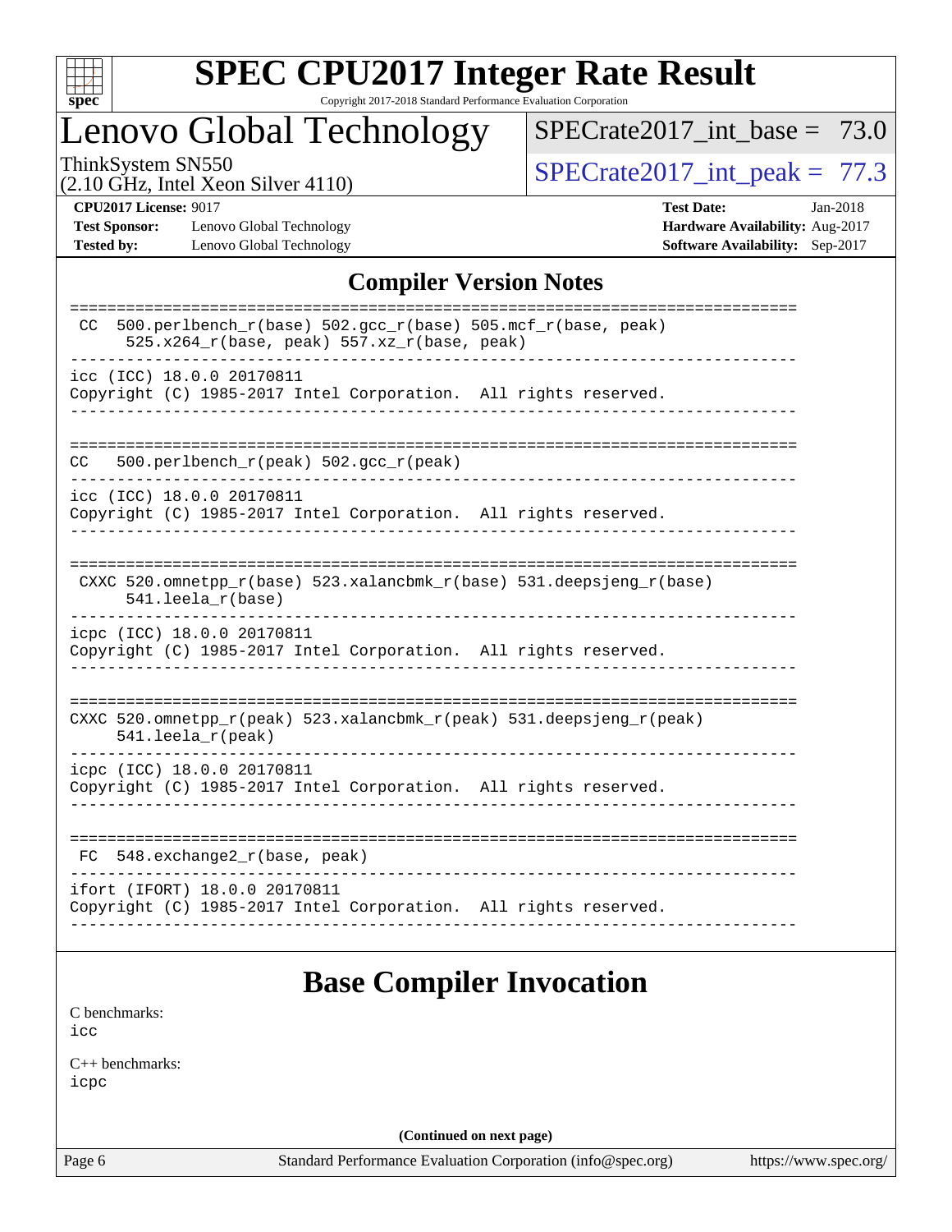## Compiler Version Notes

```
==============================================================================
 CC  500.perlbench_r(base) 502.gcc_r(base) 505.mcf_r(base, peak)
      525.x264_r(base, peak) 557.xz_r(base, peak)
------------------------------------------------------------------------------
icc (ICC) 18.0.0 20170811
Copyright (C) 1985-2017 Intel Corporation.  All rights reserved.
------------------------------------------------------------------------------

==============================================================================
CC   500.perlbench_r(peak) 502.gcc_r(peak)
------------------------------------------------------------------------------
icc (ICC) 18.0.0 20170811
Copyright (C) 1985-2017 Intel Corporation.  All rights reserved.
------------------------------------------------------------------------------

==============================================================================
 CXXC 520.omnetpp_r(base) 523.xalancbmk_r(base) 531.deepsjeng_r(base)
      541.leela_r(base)
------------------------------------------------------------------------------
icpc (ICC) 18.0.0 20170811
Copyright (C) 1985-2017 Intel Corporation.  All rights reserved.
------------------------------------------------------------------------------

==============================================================================
CXXC 520.omnetpp_r(peak) 523.xalancbmk_r(peak) 531.deepsjeng_r(peak)
     541.leela_r(peak)
------------------------------------------------------------------------------
icpc (ICC) 18.0.0 20170811
Copyright (C) 1985-2017 Intel Corporation.  All rights reserved.
------------------------------------------------------------------------------

==============================================================================
 FC  548.exchange2_r(base, peak)
------------------------------------------------------------------------------
ifort (IFORT) 18.0.0 20170811
Copyright (C) 1985-2017 Intel Corporation.  All rights reserved.
------------------------------------------------------------------------------
```

## Base Compiler Invocation

C benchmarks:
icc

C++ benchmarks:
icpc

**(Continued on next page)**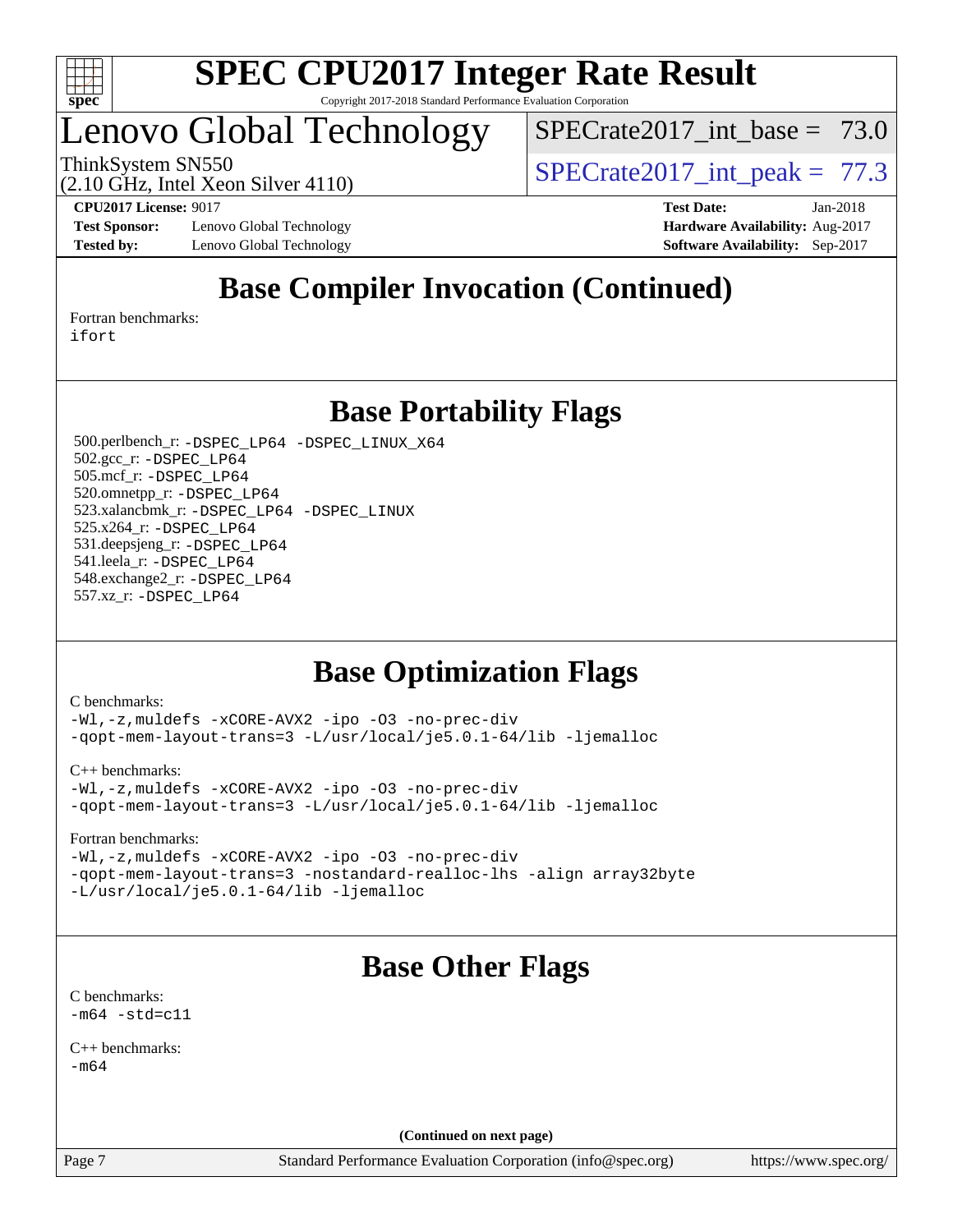## Base Compiler Invocation (Continued)

Fortran benchmarks:
ifort

## Base Portability Flags

500.perlbench_r: -DSPEC_LP64 -DSPEC_LINUX_X64
502.gcc_r: -DSPEC_LP64
505.mcf_r: -DSPEC_LP64
520.omnetpp_r: -DSPEC_LP64
523.xalancbmk_r: -DSPEC_LP64 -DSPEC_LINUX
525.x264_r: -DSPEC_LP64
531.deepsjeng_r: -DSPEC_LP64
541.leela_r: -DSPEC_LP64
548.exchange2_r: -DSPEC_LP64
557.xz_r: -DSPEC_LP64

## Base Optimization Flags

C benchmarks:
-Wl,-z,muldefs -xCORE-AVX2 -ipo -O3 -no-prec-div
-qopt-mem-layout-trans=3 -L/usr/local/je5.0.1-64/lib -ljemalloc

C++ benchmarks:
-Wl,-z,muldefs -xCORE-AVX2 -ipo -O3 -no-prec-div
-qopt-mem-layout-trans=3 -L/usr/local/je5.0.1-64/lib -ljemalloc

Fortran benchmarks:
-Wl,-z,muldefs -xCORE-AVX2 -ipo -O3 -no-prec-div
-qopt-mem-layout-trans=3 -nostandard-realloc-lhs -align array32byte
-L/usr/local/je5.0.1-64/lib -ljemalloc

## Base Other Flags

C benchmarks:
-m64 -std=c11

C++ benchmarks:
-m64

**(Continued on next page)**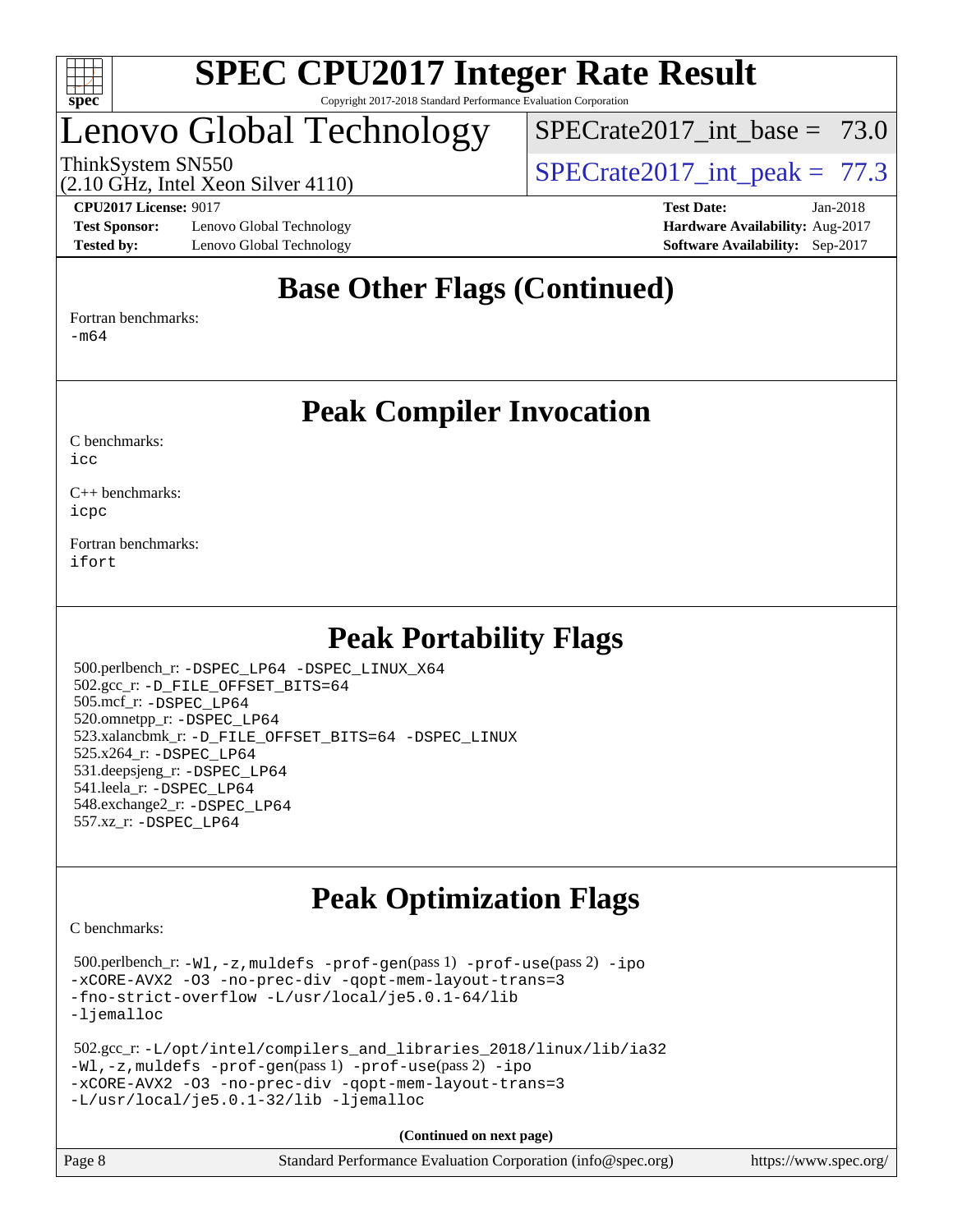# SPEC CPU2017 Integer Rate Result

Copyright 2017-2018 Standard Performance Evaluation Corporation

## Lenovo Global Technology

ThinkSystem SN550
(2.10 GHz, Intel Xeon Silver 4110)

SPECrate2017_int_base = 73.0

SPECrate2017_int_peak = 77.3

**CPU2017 License:** 9017
**Test Sponsor:** Lenovo Global Technology
**Tested by:** Lenovo Global Technology

**Test Date:** Jan-2018
**Hardware Availability:** Aug-2017
**Software Availability:** Sep-2017

## Base Other Flags (Continued)

Fortran benchmarks:
-m64

## Peak Compiler Invocation

C benchmarks:
icc

C++ benchmarks:
icpc

Fortran benchmarks:
ifort

## Peak Portability Flags

500.perlbench_r: -DSPEC_LP64 -DSPEC_LINUX_X64
502.gcc_r: -D_FILE_OFFSET_BITS=64
505.mcf_r: -DSPEC_LP64
520.omnetpp_r: -DSPEC_LP64
523.xalancbmk_r: -D_FILE_OFFSET_BITS=64 -DSPEC_LINUX
525.x264_r: -DSPEC_LP64
531.deepsjeng_r: -DSPEC_LP64
541.leela_r: -DSPEC_LP64
548.exchange2_r: -DSPEC_LP64
557.xz_r: -DSPEC_LP64

## Peak Optimization Flags

C benchmarks:

500.perlbench_r: -Wl,-z,muldefs -prof-gen(pass 1) -prof-use(pass 2) -ipo -xCORE-AVX2 -O3 -no-prec-div -qopt-mem-layout-trans=3 -fno-strict-overflow -L/usr/local/je5.0.1-64/lib -ljemalloc

502.gcc_r: -L/opt/intel/compilers_and_libraries_2018/linux/lib/ia32 -Wl,-z,muldefs -prof-gen(pass 1) -prof-use(pass 2) -ipo -xCORE-AVX2 -O3 -no-prec-div -qopt-mem-layout-trans=3 -L/usr/local/je5.0.1-32/lib -ljemalloc

**(Continued on next page)**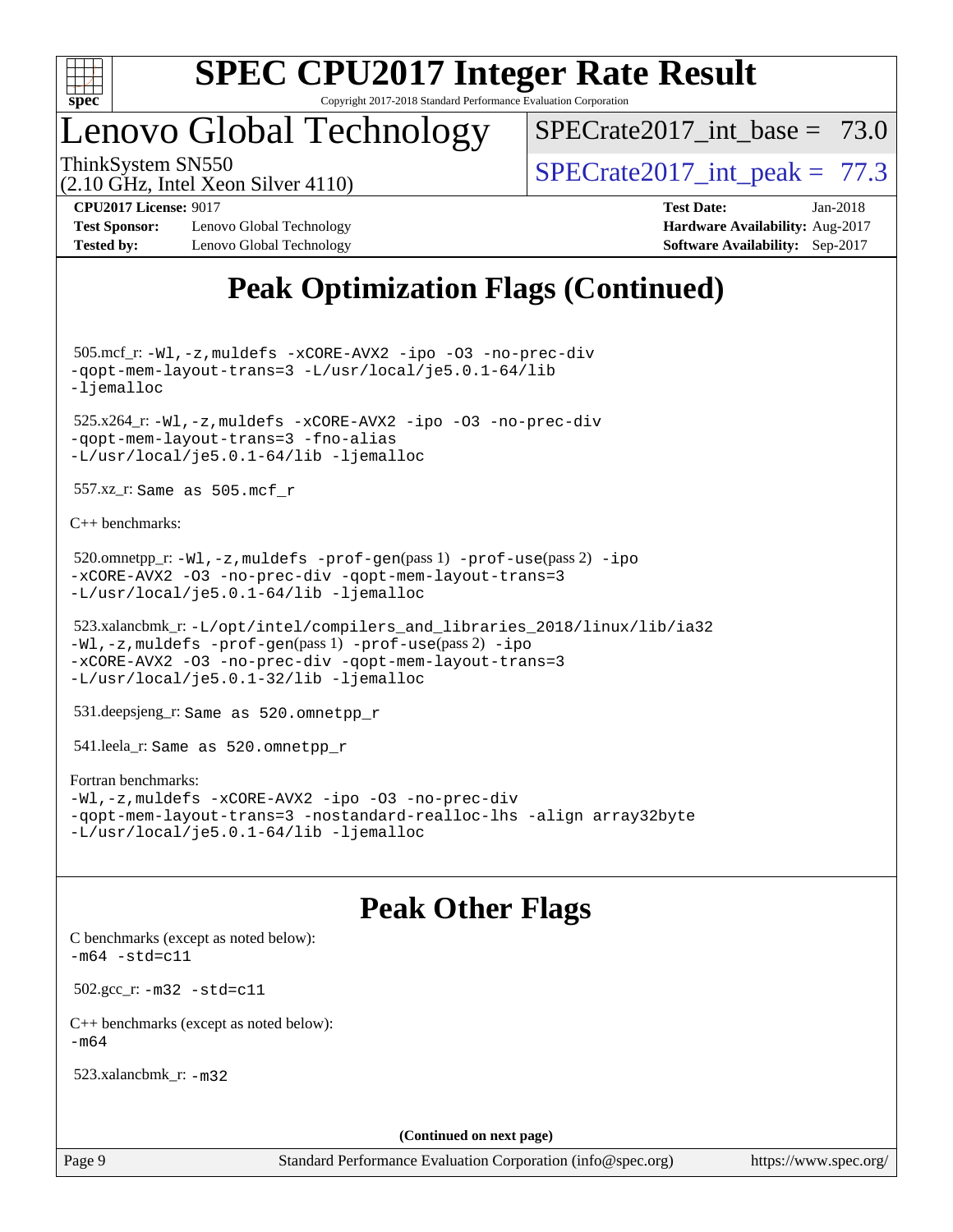## Peak Optimization Flags (Continued)

505.mcf_r: `-Wl,-z,muldefs -xCORE-AVX2 -ipo -O3 -no-prec-div -qopt-mem-layout-trans=3 -L/usr/local/je5.0.1-64/lib -ljemalloc`

525.x264_r: `-Wl,-z,muldefs -xCORE-AVX2 -ipo -O3 -no-prec-div -qopt-mem-layout-trans=3 -fno-alias -L/usr/local/je5.0.1-64/lib -ljemalloc`

557.xz_r: `Same as 505.mcf_r`

C++ benchmarks:

520.omnetpp_r: `-Wl,-z,muldefs -prof-gen`(pass 1) `-prof-use`(pass 2) `-ipo -xCORE-AVX2 -O3 -no-prec-div -qopt-mem-layout-trans=3 -L/usr/local/je5.0.1-64/lib -ljemalloc`

523.xalancbmk_r: `-L/opt/intel/compilers_and_libraries_2018/linux/lib/ia32 -Wl,-z,muldefs -prof-gen`(pass 1) `-prof-use`(pass 2) `-ipo -xCORE-AVX2 -O3 -no-prec-div -qopt-mem-layout-trans=3 -L/usr/local/je5.0.1-32/lib -ljemalloc`

531.deepsjeng_r: `Same as 520.omnetpp_r`

541.leela_r: `Same as 520.omnetpp_r`

Fortran benchmarks:
`-Wl,-z,muldefs -xCORE-AVX2 -ipo -O3 -no-prec-div -qopt-mem-layout-trans=3 -nostandard-realloc-lhs -align array32byte -L/usr/local/je5.0.1-64/lib -ljemalloc`

## Peak Other Flags

C benchmarks (except as noted below):
`-m64 -std=c11`

502.gcc_r: `-m32 -std=c11`

C++ benchmarks (except as noted below):
`-m64`

523.xalancbmk_r: `-m32`

(Continued on next page)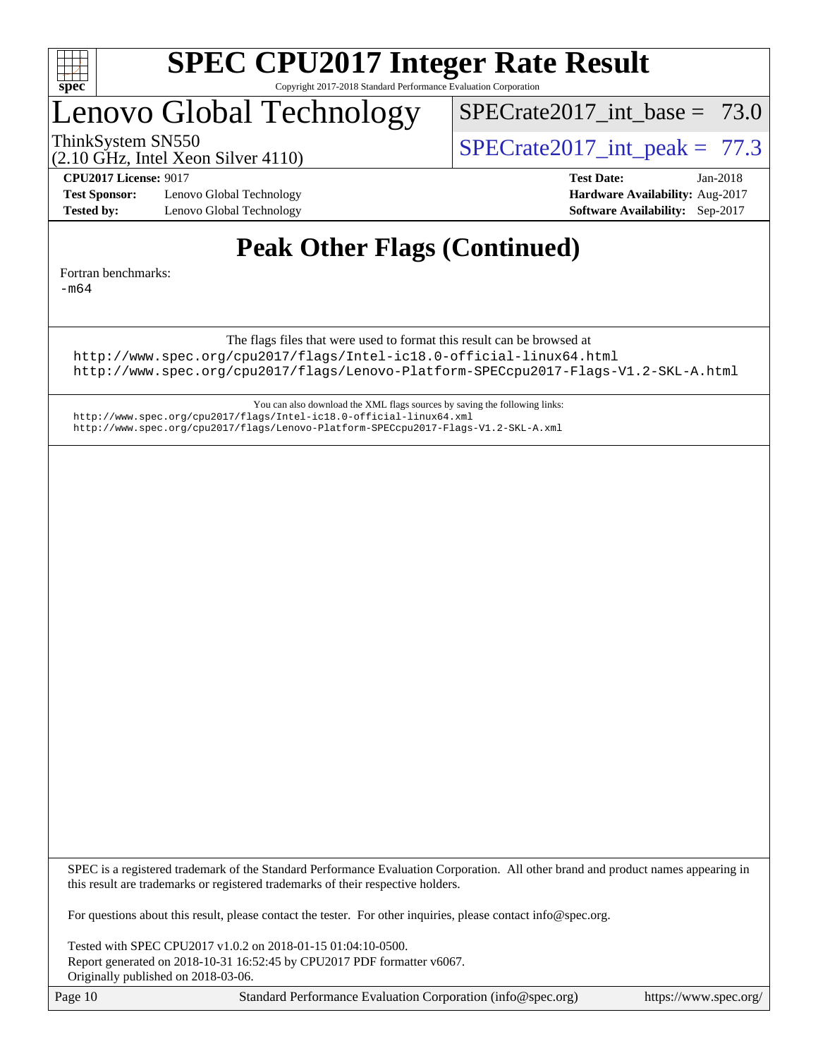# Peak Other Flags (Continued)

Fortran benchmarks:

-m64

The flags files that were used to format this result can be browsed at

http://www.spec.org/cpu2017/flags/Intel-ic18.0-official-linux64.html

http://www.spec.org/cpu2017/flags/Lenovo-Platform-SPECcpu2017-Flags-V1.2-SKL-A.html

You can also download the XML flags sources by saving the following links:

http://www.spec.org/cpu2017/flags/Intel-ic18.0-official-linux64.xml

http://www.spec.org/cpu2017/flags/Lenovo-Platform-SPECcpu2017-Flags-V1.2-SKL-A.xml

SPEC is a registered trademark of the Standard Performance Evaluation Corporation. All other brand and product names appearing in this result are trademarks or registered trademarks of their respective holders.

For questions about this result, please contact the tester. For other inquiries, please contact info@spec.org.

Tested with SPEC CPU2017 v1.0.2 on 2018-01-15 01:04:10-0500.
Report generated on 2018-10-31 16:52:45 by CPU2017 PDF formatter v6067.
Originally published on 2018-03-06.